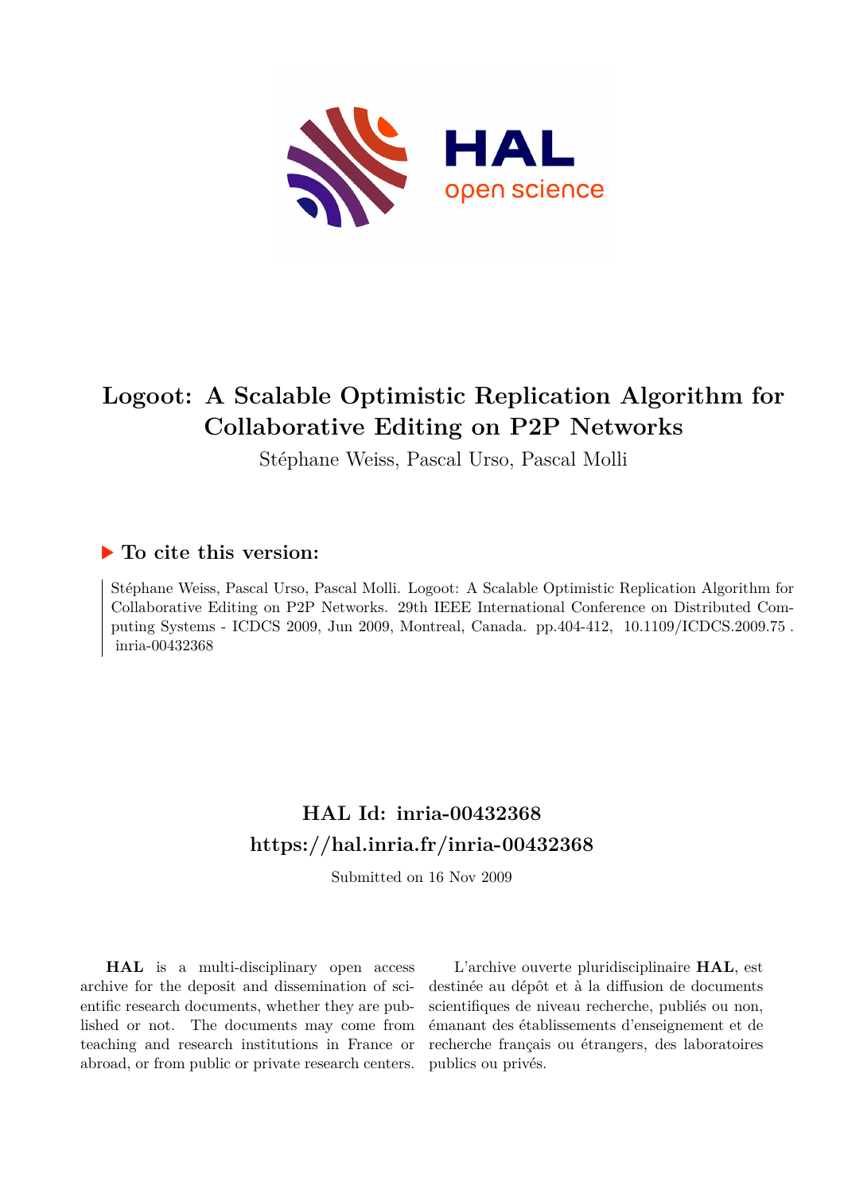# Logoot: A Scalable Optimistic Replication Algorithm for Collaborative Editing on P2P Networks

Stéphane Weiss, Pascal Urso, Pascal Molli

## ▶ To cite this version:

Stéphane Weiss, Pascal Urso, Pascal Molli. Logoot: A Scalable Optimistic Replication Algorithm for Collaborative Editing on P2P Networks. 29th IEEE International Conference on Distributed Computing Systems - ICDCS 2009, Jun 2009, Montreal, Canada. pp.404-412, 10.1109/ICDCS.2009.75 . inria-00432368

## HAL Id: inria-00432368
## https://hal.inria.fr/inria-00432368

Submitted on 16 Nov 2009

**HAL** is a multi-disciplinary open access archive for the deposit and dissemination of scientific research documents, whether they are published or not. The documents may come from teaching and research institutions in France or abroad, or from public or private research centers.

L'archive ouverte pluridisciplinaire **HAL**, est destinée au dépôt et à la diffusion de documents scientifiques de niveau recherche, publiés ou non, émanant des établissements d'enseignement et de recherche français ou étrangers, des laboratoires publics ou privés.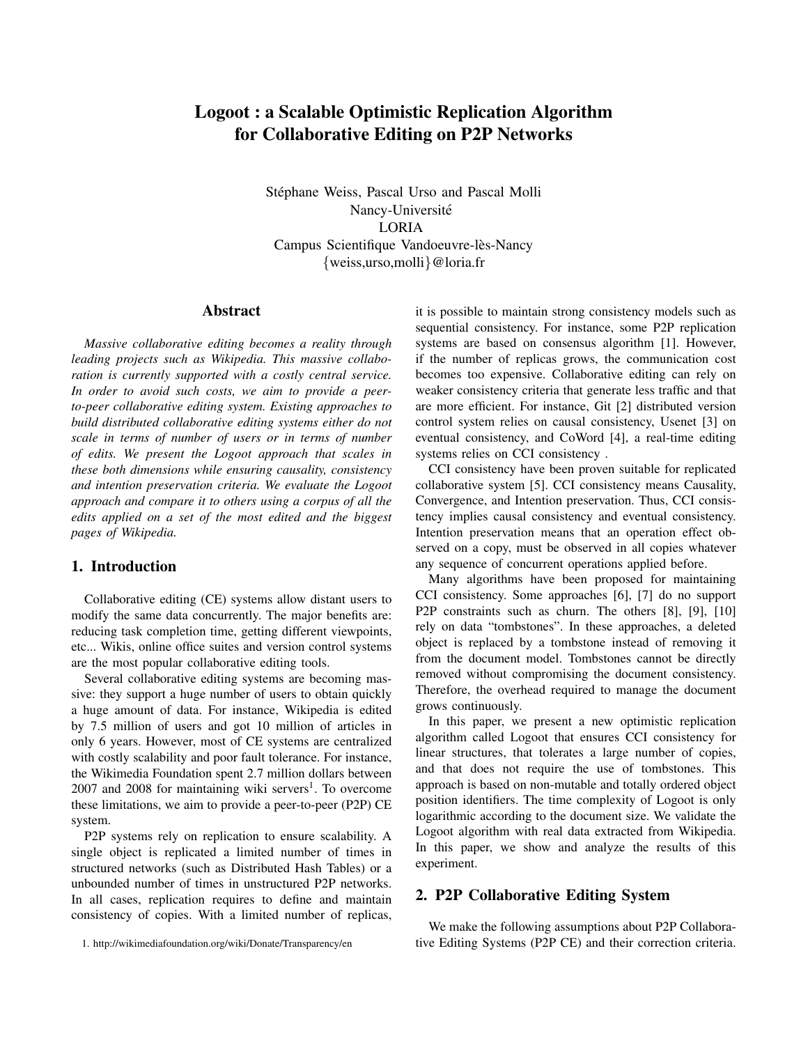# Logoot : a Scalable Optimistic Replication Algorithm for Collaborative Editing on P2P Networks

Stéphane Weiss, Pascal Urso and Pascal Molli
Nancy-Université
LORIA
Campus Scientifique Vandoeuvre-lès-Nancy
{weiss,urso,molli}@loria.fr

## Abstract

*Massive collaborative editing becomes a reality through leading projects such as Wikipedia. This massive collaboration is currently supported with a costly central service. In order to avoid such costs, we aim to provide a peer-to-peer collaborative editing system. Existing approaches to build distributed collaborative editing systems either do not scale in terms of number of users or in terms of number of edits. We present the Logoot approach that scales in these both dimensions while ensuring causality, consistency and intention preservation criteria. We evaluate the Logoot approach and compare it to others using a corpus of all the edits applied on a set of the most edited and the biggest pages of Wikipedia.*

## 1. Introduction

Collaborative editing (CE) systems allow distant users to modify the same data concurrently. The major benefits are: reducing task completion time, getting different viewpoints, etc... Wikis, online office suites and version control systems are the most popular collaborative editing tools.

Several collaborative editing systems are becoming massive: they support a huge number of users to obtain quickly a huge amount of data. For instance, Wikipedia is edited by 7.5 million of users and got 10 million of articles in only 6 years. However, most of CE systems are centralized with costly scalability and poor fault tolerance. For instance, the Wikimedia Foundation spent 2.7 million dollars between 2007 and 2008 for maintaining wiki servers[1]. To overcome these limitations, we aim to provide a peer-to-peer (P2P) CE system.

P2P systems rely on replication to ensure scalability. A single object is replicated a limited number of times in structured networks (such as Distributed Hash Tables) or a unbounded number of times in unstructured P2P networks. In all cases, replication requires to define and maintain consistency of copies. With a limited number of replicas, it is possible to maintain strong consistency models such as sequential consistency. For instance, some P2P replication systems are based on consensus algorithm [1]. However, if the number of replicas grows, the communication cost becomes too expensive. Collaborative editing can rely on weaker consistency criteria that generate less traffic and that are more efficient. For instance, Git [2] distributed version control system relies on causal consistency, Usenet [3] on eventual consistency, and CoWord [4], a real-time editing systems relies on CCI consistency .

CCI consistency have been proven suitable for replicated collaborative system [5]. CCI consistency means Causality, Convergence, and Intention preservation. Thus, CCI consistency implies causal consistency and eventual consistency. Intention preservation means that an operation effect observed on a copy, must be observed in all copies whatever any sequence of concurrent operations applied before.

Many algorithms have been proposed for maintaining CCI consistency. Some approaches [6], [7] do no support P2P constraints such as churn. The others [8], [9], [10] rely on data "tombstones". In these approaches, a deleted object is replaced by a tombstone instead of removing it from the document model. Tombstones cannot be directly removed without compromising the document consistency. Therefore, the overhead required to manage the document grows continuously.

In this paper, we present a new optimistic replication algorithm called Logoot that ensures CCI consistency for linear structures, that tolerates a large number of copies, and that does not require the use of tombstones. This approach is based on non-mutable and totally ordered object position identifiers. The time complexity of Logoot is only logarithmic according to the document size. We validate the Logoot algorithm with real data extracted from Wikipedia. In this paper, we show and analyze the results of this experiment.

## 2. P2P Collaborative Editing System

We make the following assumptions about P2P Collaborative Editing Systems (P2P CE) and their correction criteria.

1. http://wikimediafoundation.org/wiki/Donate/Transparency/en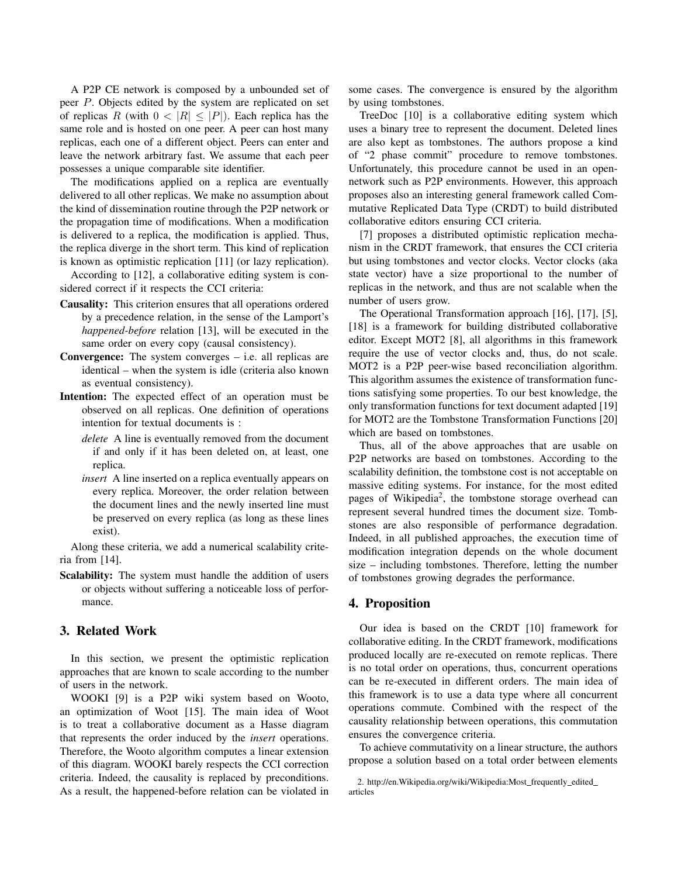A P2P CE network is composed by a unbounded set of peer $P$. Objects edited by the system are replicated on set of replicas $R$ (with $0 < |R| \leq |P|$). Each replica has the same role and is hosted on one peer. A peer can host many replicas, each one of a different object. Peers can enter and leave the network arbitrary fast. We assume that each peer possesses a unique comparable site identifier.

The modifications applied on a replica are eventually delivered to all other replicas. We make no assumption about the kind of dissemination routine through the P2P network or the propagation time of modifications. When a modification is delivered to a replica, the modification is applied. Thus, the replica diverge in the short term. This kind of replication is known as optimistic replication [11] (or lazy replication).

According to [12], a collaborative editing system is considered correct if it respects the CCI criteria:

**Causality:** This criterion ensures that all operations ordered by a precedence relation, in the sense of the Lamport's *happened-before* relation [13], will be executed in the same order on every copy (causal consistency).

**Convergence:** The system converges – i.e. all replicas are identical – when the system is idle (criteria also known as eventual consistency).

**Intention:** The expected effect of an operation must be observed on all replicas. One definition of operations intention for textual documents is :

- *delete* A line is eventually removed from the document if and only if it has been deleted on, at least, one replica.
- *insert* A line inserted on a replica eventually appears on every replica. Moreover, the order relation between the document lines and the newly inserted line must be preserved on every replica (as long as these lines exist).

Along these criteria, we add a numerical scalability criteria from [14].

**Scalability:** The system must handle the addition of users or objects without suffering a noticeable loss of performance.

## 3. Related Work

In this section, we present the optimistic replication approaches that are known to scale according to the number of users in the network.

WOOKI [9] is a P2P wiki system based on Wooto, an optimization of Woot [15]. The main idea of Woot is to treat a collaborative document as a Hasse diagram that represents the order induced by the *insert* operations. Therefore, the Wooto algorithm computes a linear extension of this diagram. WOOKI barely respects the CCI correction criteria. Indeed, the causality is replaced by preconditions. As a result, the happened-before relation can be violated in some cases. The convergence is ensured by the algorithm by using tombstones.

TreeDoc [10] is a collaborative editing system which uses a binary tree to represent the document. Deleted lines are also kept as tombstones. The authors propose a kind of "2 phase commit" procedure to remove tombstones. Unfortunately, this procedure cannot be used in an open-network such as P2P environments. However, this approach proposes also an interesting general framework called Commutative Replicated Data Type (CRDT) to build distributed collaborative editors ensuring CCI criteria.

[7] proposes a distributed optimistic replication mechanism in the CRDT framework, that ensures the CCI criteria but using tombstones and vector clocks. Vector clocks (aka state vector) have a size proportional to the number of replicas in the network, and thus are not scalable when the number of users grow.

The Operational Transformation approach [16], [17], [5], [18] is a framework for building distributed collaborative editor. Except MOT2 [8], all algorithms in this framework require the use of vector clocks and, thus, do not scale. MOT2 is a P2P peer-wise based reconciliation algorithm. This algorithm assumes the existence of transformation functions satisfying some properties. To our best knowledge, the only transformation functions for text document adapted [19] for MOT2 are the Tombstone Transformation Functions [20] which are based on tombstones.

Thus, all of the above approaches that are usable on P2P networks are based on tombstones. According to the scalability definition, the tombstone cost is not acceptable on massive editing systems. For instance, for the most edited pages of Wikipedia[2], the tombstone storage overhead can represent several hundred times the document size. Tombstones are also responsible of performance degradation. Indeed, in all published approaches, the execution time of modification integration depends on the whole document size – including tombstones. Therefore, letting the number of tombstones growing degrades the performance.

## 4. Proposition

Our idea is based on the CRDT [10] framework for collaborative editing. In the CRDT framework, modifications produced locally are re-executed on remote replicas. There is no total order on operations, thus, concurrent operations can be re-executed in different orders. The main idea of this framework is to use a data type where all concurrent operations commute. Combined with the respect of the causality relationship between operations, this commutation ensures the convergence criteria.

To achieve commutativity on a linear structure, the authors propose a solution based on a total order between elements

2. http://en.Wikipedia.org/wiki/Wikipedia:Most_frequently_edited_articles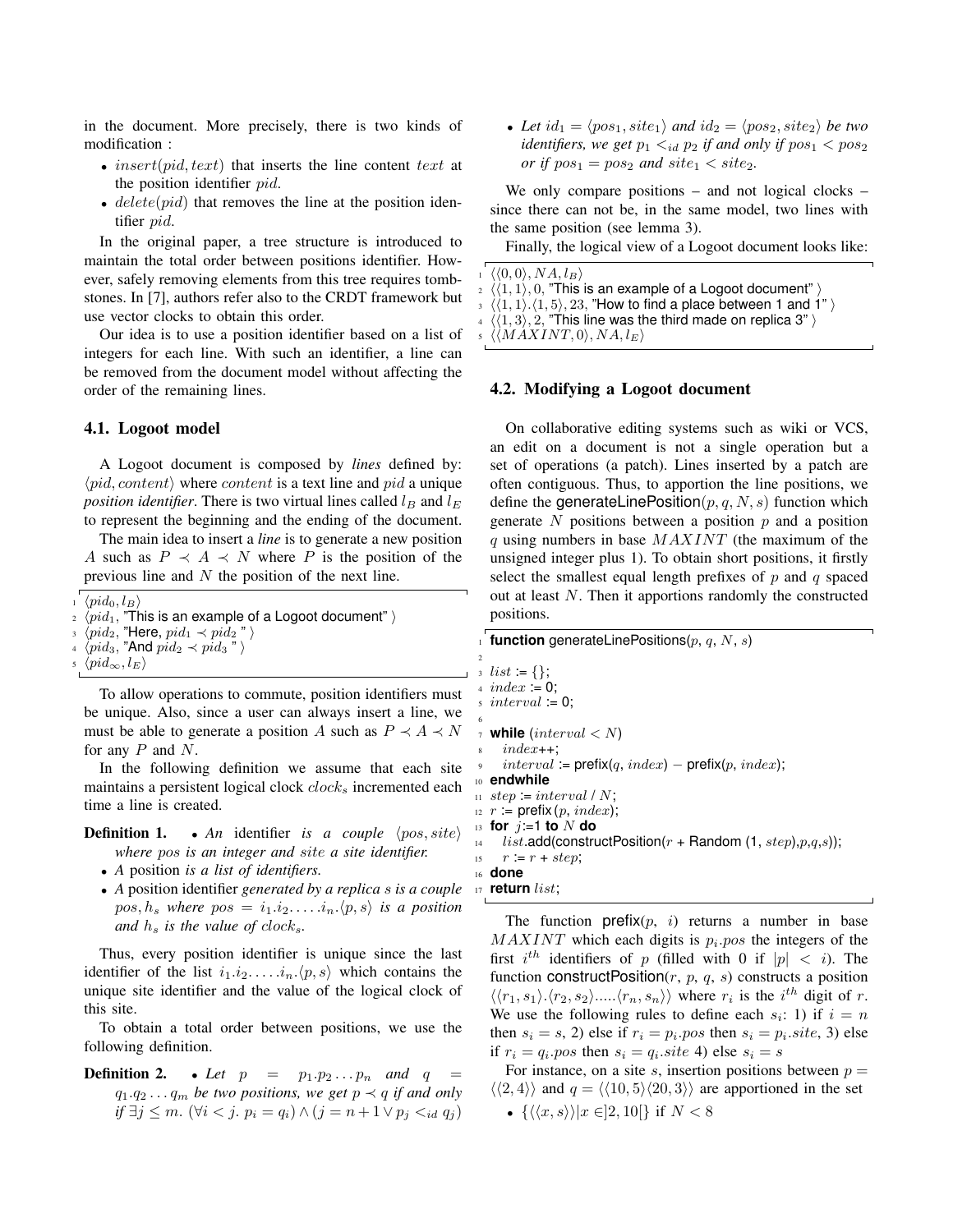in the document. More precisely, there is two kinds of modification :

- $insert(pid, text)$ that inserts the line content $text$ at the position identifier $pid$.
- $delete(pid)$ that removes the line at the position identifier $pid$.

In the original paper, a tree structure is introduced to maintain the total order between positions identifier. However, safely removing elements from this tree requires tombstones. In [7], authors refer also to the CRDT framework but use vector clocks to obtain this order.

Our idea is to use a position identifier based on a list of integers for each line. With such an identifier, a line can be removed from the document model without affecting the order of the remaining lines.

### 4.1. Logoot model

A Logoot document is composed by *lines* defined by: $\langle pid, content\rangle$ where $content$ is a text line and $pid$ a unique *position identifier*. There is two virtual lines called $l_B$ and $l_E$ to represent the beginning and the ending of the document.

The main idea to insert a *line* is to generate a new position $A$ such as $P \prec A \prec N$ where $P$ is the position of the previous line and $N$ the position of the next line.

```
1 ⟨pid_0, l_B⟩
2 ⟨pid_1, "This is an example of a Logoot document" ⟩
3 ⟨pid_2, "Here, pid_1 ≺ pid_2 " ⟩
4 ⟨pid_3, "And pid_2 ≺ pid_3 " ⟩
5 ⟨pid_∞, l_E⟩
```

To allow operations to commute, position identifiers must be unique. Also, since a user can always insert a line, we must be able to generate a position $A$ such as $P \prec A \prec N$ for any $P$ and $N$.

In the following definition we assume that each site maintains a persistent logical clock $clock_s$ incremented each time a line is created.

**Definition 1.**
- *An* identifier *is a couple* $\langle pos, site\rangle$ *where* $pos$ *is an integer and* $site$ *a site identifier.*
- *A* position *is a list of identifiers.*
- *A* position identifier *generated by a replica* $s$ *is a couple* $pos, h_s$ *where* $pos = i_1.i_2.\dots.i_n.\langle p, s\rangle$ *is a position and* $h_s$ *is the value of* $clock_s$*.*

Thus, every position identifier is unique since the last identifier of the list $i_1.i_2.\dots.i_n.\langle p, s\rangle$ which contains the unique site identifier and the value of the logical clock of this site.

To obtain a total order between positions, we use the following definition.

**Definition 2.**
- *Let* $p = p_1.p_2 \dots p_n$ *and* $q = q_1.q_2 \dots q_m$ *be two positions, we get* $p \prec q$ *if and only if* $\exists j \leq m.\ (\forall i < j.\ p_i = q_i) \wedge (j = n+1 \vee p_j <_{id} q_j)$
- *Let* $id_1 = \langle pos_1, site_1\rangle$ *and* $id_2 = \langle pos_2, site_2\rangle$ *be two identifiers, we get* $p_1 <_{id} p_2$ *if and only if* $pos_1 < pos_2$ *or if* $pos_1 = pos_2$ *and* $site_1 < site_2$*.*

We only compare positions – and not logical clocks – since there can not be, in the same model, two lines with the same position (see lemma 3).

Finally, the logical view of a Logoot document looks like:

```
1 ⟨⟨0,0⟩, NA, l_B⟩
2 ⟨⟨1,1⟩, 0, "This is an example of a Logoot document" ⟩
3 ⟨⟨1,1⟩.⟨1,5⟩, 23, "How to find a place between 1 and 1" ⟩
4 ⟨⟨1,3⟩, 2, "This line was the third made on replica 3" ⟩
5 ⟨⟨MAXINT,0⟩, NA, l_E⟩
```

### 4.2. Modifying a Logoot document

On collaborative editing systems such as wiki or VCS, an edit on a document is not a single operation but a set of operations (a patch). Lines inserted by a patch are often contiguous. Thus, to apportion the line positions, we define the generateLinePosition$(p, q, N, s)$ function which generate $N$ positions between a position $p$ and a position $q$ using numbers in base $MAXINT$ (the maximum of the unsigned integer plus 1). To obtain short positions, it firstly select the smallest equal length prefixes of $p$ and $q$ spaced out at least $N$. Then it apportions randomly the constructed positions.

```
1  function generateLinePositions(p, q, N, s)
2
3  list := {};
4  index := 0;
5  interval := 0;
6
7  while (interval < N)
8    index++;
9    interval := prefix(q, index) − prefix(p, index);
10 endwhile
11 step := interval / N;
12 r := prefix (p, index);
13 for j:=1 to N do
14   list.add(constructPosition(r + Random (1, step),p,q,s));
15   r := r + step;
16 done
17 return list;
```

The function prefix$(p, i)$ returns a number in base $MAXINT$ which each digits is $p_i.pos$ the integers of the first $i^{th}$ identifiers of $p$ (filled with 0 if $|p| < i$). The function constructPosition$(r, p, q, s)$ constructs a position $\langle\langle r_1, s_1\rangle.\langle r_2, s_2\rangle.....\langle r_n, s_n\rangle\rangle$ where $r_i$ is the $i^{th}$ digit of $r$. We use the following rules to define each $s_i$: 1) if $i = n$ then $s_i = s$, 2) else if $r_i = p_i.pos$ then $s_i = p_i.site$, 3) else if $r_i = q_i.pos$ then $s_i = q_i.site$ 4) else $s_i = s$

For instance, on a site $s$, insertion positions between $p = \langle\langle 2, 4\rangle\rangle$ and $q = \langle\langle 10, 5\rangle\langle 20, 3\rangle\rangle$ are apportioned in the set

- $\{\langle\langle x, s\rangle\rangle | x \in ]2, 10[\}$ if $N < 8$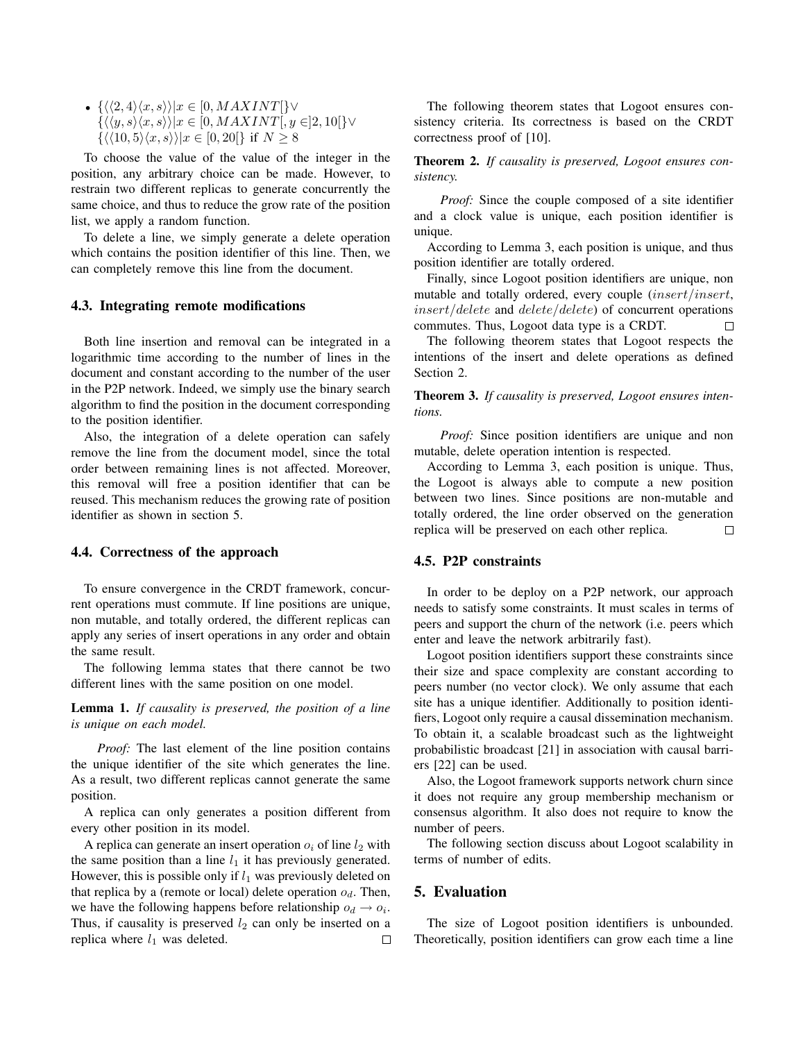- $\{\langle\langle 2,4\rangle\langle x,s\rangle\rangle | x \in [0, MAXINT[\} \vee$
  $\{\langle\langle y,s\rangle\langle x,s\rangle\rangle | x \in [0, MAXINT[, y \in ]2,10[\} \vee$
  $\{\langle\langle 10,5\rangle\langle x,s\rangle\rangle | x \in [0,20[\}$ if $N \geq 8$

To choose the value of the value of the integer in the position, any arbitrary choice can be made. However, to restrain two different replicas to generate concurrently the same choice, and thus to reduce the grow rate of the position list, we apply a random function.

To delete a line, we simply generate a delete operation which contains the position identifier of this line. Then, we can completely remove this line from the document.

### 4.3. Integrating remote modifications

Both line insertion and removal can be integrated in a logarithmic time according to the number of lines in the document and constant according to the number of the user in the P2P network. Indeed, we simply use the binary search algorithm to find the position in the document corresponding to the position identifier.

Also, the integration of a delete operation can safely remove the line from the document model, since the total order between remaining lines is not affected. Moreover, this removal will free a position identifier that can be reused. This mechanism reduces the growing rate of position identifier as shown in section 5.

### 4.4. Correctness of the approach

To ensure convergence in the CRDT framework, concurrent operations must commute. If line positions are unique, non mutable, and totally ordered, the different replicas can apply any series of insert operations in any order and obtain the same result.

The following lemma states that there cannot be two different lines with the same position on one model.

**Lemma 1.** *If causality is preserved, the position of a line is unique on each model.*

*Proof:* The last element of the line position contains the unique identifier of the site which generates the line. As a result, two different replicas cannot generate the same position.

A replica can only generates a position different from every other position in its model.

A replica can generate an insert operation $o_i$ of line $l_2$ with the same position than a line $l_1$ it has previously generated. However, this is possible only if $l_1$ was previously deleted on that replica by a (remote or local) delete operation $o_d$. Then, we have the following happens before relationship $o_d \rightarrow o_i$. Thus, if causality is preserved $l_2$ can only be inserted on a replica where $l_1$ was deleted. □

The following theorem states that Logoot ensures consistency criteria. Its correctness is based on the CRDT correctness proof of [10].

**Theorem 2.** *If causality is preserved, Logoot ensures consistency.*

*Proof:* Since the couple composed of a site identifier and a clock value is unique, each position identifier is unique.

According to Lemma 3, each position is unique, and thus position identifier are totally ordered.

Finally, since Logoot position identifiers are unique, non mutable and totally ordered, every couple ($insert/insert$, $insert/delete$ and $delete/delete$) of concurrent operations commutes. Thus, Logoot data type is a CRDT. □

The following theorem states that Logoot respects the intentions of the insert and delete operations as defined Section 2.

**Theorem 3.** *If causality is preserved, Logoot ensures intentions.*

*Proof:* Since position identifiers are unique and non mutable, delete operation intention is respected.

According to Lemma 3, each position is unique. Thus, the Logoot is always able to compute a new position between two lines. Since positions are non-mutable and totally ordered, the line order observed on the generation replica will be preserved on each other replica. □

### 4.5. P2P constraints

In order to be deploy on a P2P network, our approach needs to satisfy some constraints. It must scales in terms of peers and support the churn of the network (i.e. peers which enter and leave the network arbitrarily fast).

Logoot position identifiers support these constraints since their size and space complexity are constant according to peers number (no vector clock). We only assume that each site has a unique identifier. Additionally to position identifiers, Logoot only require a causal dissemination mechanism. To obtain it, a scalable broadcast such as the lightweight probabilistic broadcast [21] in association with causal barriers [22] can be used.

Also, the Logoot framework supports network churn since it does not require any group membership mechanism or consensus algorithm. It also does not require to know the number of peers.

The following section discuss about Logoot scalability in terms of number of edits.

## 5. Evaluation

The size of Logoot position identifiers is unbounded. Theoretically, position identifiers can grow each time a line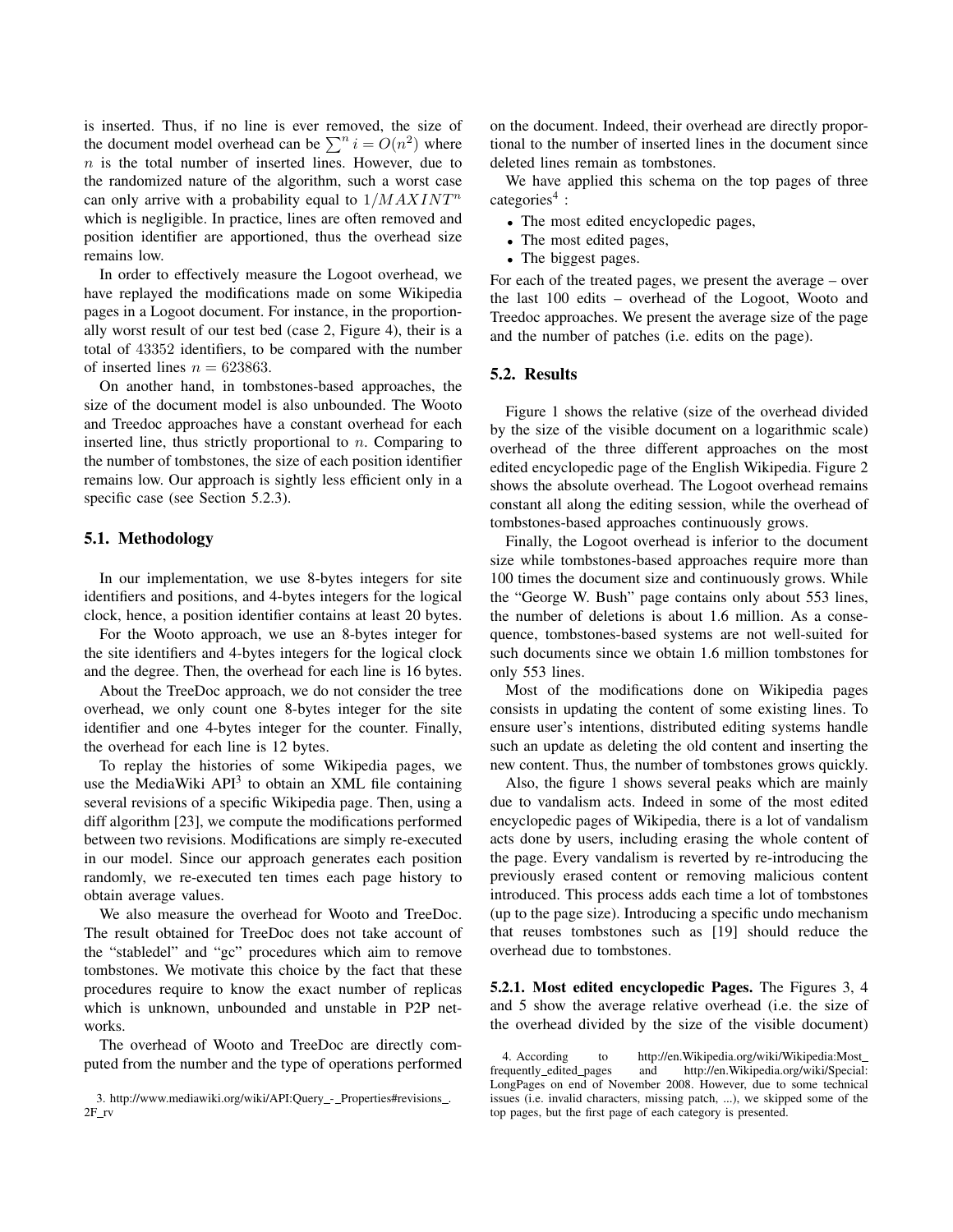is inserted. Thus, if no line is ever removed, the size of the document model overhead can be $\sum^{n} i = O(n^2)$ where $n$ is the total number of inserted lines. However, due to the randomized nature of the algorithm, such a worst case can only arrive with a probability equal to $1/MAXINT^n$ which is negligible. In practice, lines are often removed and position identifier are apportioned, thus the overhead size remains low.

In order to effectively measure the Logoot overhead, we have replayed the modifications made on some Wikipedia pages in a Logoot document. For instance, in the proportionally worst result of our test bed (case 2, Figure 4), their is a total of $43352$ identifiers, to be compared with the number of inserted lines $n = 623863$.

On another hand, in tombstones-based approaches, the size of the document model is also unbounded. The Wooto and Treedoc approaches have a constant overhead for each inserted line, thus strictly proportional to $n$. Comparing to the number of tombstones, the size of each position identifier remains low. Our approach is sightly less efficient only in a specific case (see Section 5.2.3).

### 5.1. Methodology

In our implementation, we use 8-bytes integers for site identifiers and positions, and 4-bytes integers for the logical clock, hence, a position identifier contains at least 20 bytes.

For the Wooto approach, we use an 8-bytes integer for the site identifiers and 4-bytes integers for the logical clock and the degree. Then, the overhead for each line is 16 bytes.

About the TreeDoc approach, we do not consider the tree overhead, we only count one 8-bytes integer for the site identifier and one 4-bytes integer for the counter. Finally, the overhead for each line is 12 bytes.

To replay the histories of some Wikipedia pages, we use the MediaWiki API[3] to obtain an XML file containing several revisions of a specific Wikipedia page. Then, using a diff algorithm [23], we compute the modifications performed between two revisions. Modifications are simply re-executed in our model. Since our approach generates each position randomly, we re-executed ten times each page history to obtain average values.

We also measure the overhead for Wooto and TreeDoc. The result obtained for TreeDoc does not take account of the "stabledel" and "gc" procedures which aim to remove tombstones. We motivate this choice by the fact that these procedures require to know the exact number of replicas which is unknown, unbounded and unstable in P2P networks.

The overhead of Wooto and TreeDoc are directly computed from the number and the type of operations performed on the document. Indeed, their overhead are directly proportional to the number of inserted lines in the document since deleted lines remain as tombstones.

We have applied this schema on the top pages of three categories[4] :

- The most edited encyclopedic pages,
- The most edited pages,
- The biggest pages.

For each of the treated pages, we present the average – over the last 100 edits – overhead of the Logoot, Wooto and Treedoc approaches. We present the average size of the page and the number of patches (i.e. edits on the page).

### 5.2. Results

Figure 1 shows the relative (size of the overhead divided by the size of the visible document on a logarithmic scale) overhead of the three different approaches on the most edited encyclopedic page of the English Wikipedia. Figure 2 shows the absolute overhead. The Logoot overhead remains constant all along the editing session, while the overhead of tombstones-based approaches continuously grows.

Finally, the Logoot overhead is inferior to the document size while tombstones-based approaches require more than 100 times the document size and continuously grows. While the "George W. Bush" page contains only about 553 lines, the number of deletions is about 1.6 million. As a consequence, tombstones-based systems are not well-suited for such documents since we obtain 1.6 million tombstones for only 553 lines.

Most of the modifications done on Wikipedia pages consists in updating the content of some existing lines. To ensure user's intentions, distributed editing systems handle such an update as deleting the old content and inserting the new content. Thus, the number of tombstones grows quickly.

Also, the figure 1 shows several peaks which are mainly due to vandalism acts. Indeed in some of the most edited encyclopedic pages of Wikipedia, there is a lot of vandalism acts done by users, including erasing the whole content of the page. Every vandalism is reverted by re-introducing the previously erased content or removing malicious content introduced. This process adds each time a lot of tombstones (up to the page size). Introducing a specific undo mechanism that reuses tombstones such as [19] should reduce the overhead due to tombstones.

#### 5.2.1. Most edited encyclopedic Pages.

The Figures 3, 4 and 5 show the average relative overhead (i.e. the size of the overhead divided by the size of the visible document)

3. http://www.mediawiki.org/wiki/API:Query_-_Properties#revisions_.2F_rv

4. According to http://en.Wikipedia.org/wiki/Wikipedia:Most_frequently_edited_pages and http://en.Wikipedia.org/wiki/Special:LongPages on end of November 2008. However, due to some technical issues (i.e. invalid characters, missing patch, ...), we skipped some of the top pages, but the first page of each category is presented.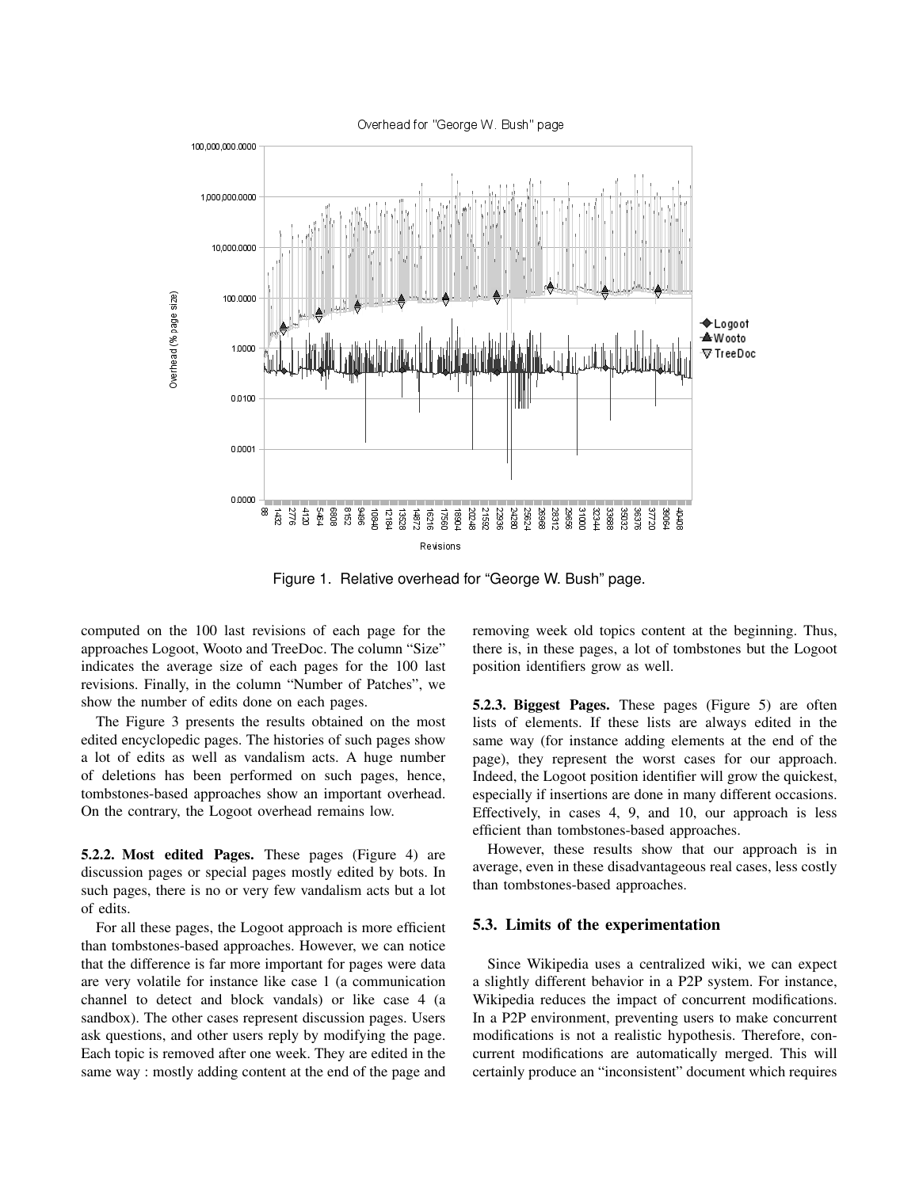Figure 1. Relative overhead for "George W. Bush" page.

computed on the 100 last revisions of each page for the approaches Logoot, Wooto and TreeDoc. The column "Size" indicates the average size of each pages for the 100 last revisions. Finally, in the column "Number of Patches", we show the number of edits done on each pages.

The Figure 3 presents the results obtained on the most edited encyclopedic pages. The histories of such pages show a lot of edits as well as vandalism acts. A huge number of deletions has been performed on such pages, hence, tombstones-based approaches show an important overhead. On the contrary, the Logoot overhead remains low.

**5.2.2. Most edited Pages.** These pages (Figure 4) are discussion pages or special pages mostly edited by bots. In such pages, there is no or very few vandalism acts but a lot of edits.

For all these pages, the Logoot approach is more efficient than tombstones-based approaches. However, we can notice that the difference is far more important for pages were data are very volatile for instance like case 1 (a communication channel to detect and block vandals) or like case 4 (a sandbox). The other cases represent discussion pages. Users ask questions, and other users reply by modifying the page. Each topic is removed after one week. They are edited in the same way : mostly adding content at the end of the page and removing week old topics content at the beginning. Thus, there is, in these pages, a lot of tombstones but the Logoot position identifiers grow as well.

**5.2.3. Biggest Pages.** These pages (Figure 5) are often lists of elements. If these lists are always edited in the same way (for instance adding elements at the end of the page), they represent the worst cases for our approach. Indeed, the Logoot position identifier will grow the quickest, especially if insertions are done in many different occasions. Effectively, in cases 4, 9, and 10, our approach is less efficient than tombstones-based approaches.

However, these results show that our approach is in average, even in these disadvantageous real cases, less costly than tombstones-based approaches.

### 5.3. Limits of the experimentation

Since Wikipedia uses a centralized wiki, we can expect a slightly different behavior in a P2P system. For instance, Wikipedia reduces the impact of concurrent modifications. In a P2P environment, preventing users to make concurrent modifications is not a realistic hypothesis. Therefore, concurrent modifications are automatically merged. This will certainly produce an "inconsistent" document which requires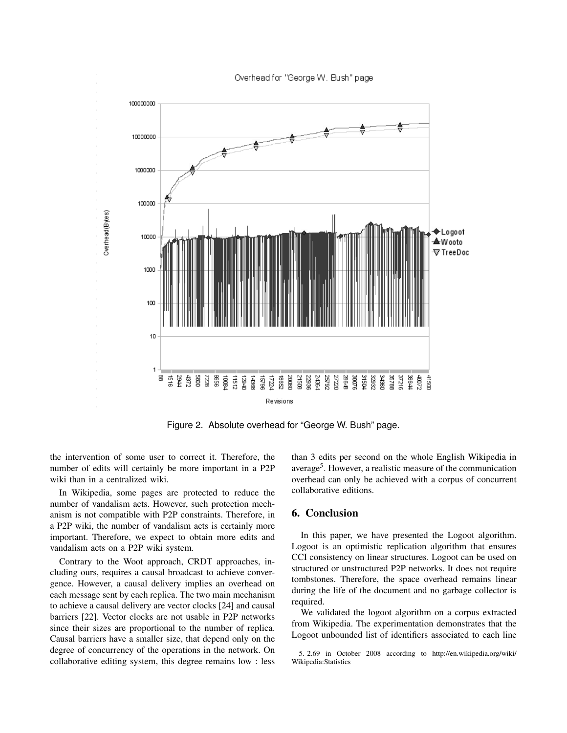Figure 2. Absolute overhead for "George W. Bush" page.

the intervention of some user to correct it. Therefore, the number of edits will certainly be more important in a P2P wiki than in a centralized wiki.

In Wikipedia, some pages are protected to reduce the number of vandalism acts. However, such protection mechanism is not compatible with P2P constraints. Therefore, in a P2P wiki, the number of vandalism acts is certainly more important. Therefore, we expect to obtain more edits and vandalism acts on a P2P wiki system.

Contrary to the Woot approach, CRDT approaches, including ours, requires a causal broadcast to achieve convergence. However, a causal delivery implies an overhead on each message sent by each replica. The two main mechanism to achieve a causal delivery are vector clocks [24] and causal barriers [22]. Vector clocks are not usable in P2P networks since their sizes are proportional to the number of replica. Causal barriers have a smaller size, that depend only on the degree of concurrency of the operations in the network. On collaborative editing system, this degree remains low : less than 3 edits per second on the whole English Wikipedia in average[5]. However, a realistic measure of the communication overhead can only be achieved with a corpus of concurrent collaborative editions.

## 6. Conclusion

In this paper, we have presented the Logoot algorithm. Logoot is an optimistic replication algorithm that ensures CCI consistency on linear structures. Logoot can be used on structured or unstructured P2P networks. It does not require tombstones. Therefore, the space overhead remains linear during the life of the document and no garbage collector is required.

We validated the logoot algorithm on a corpus extracted from Wikipedia. The experimentation demonstrates that the Logoot unbounded list of identifiers associated to each line

5. 2.69 in October 2008 according to http://en.wikipedia.org/wiki/Wikipedia:Statistics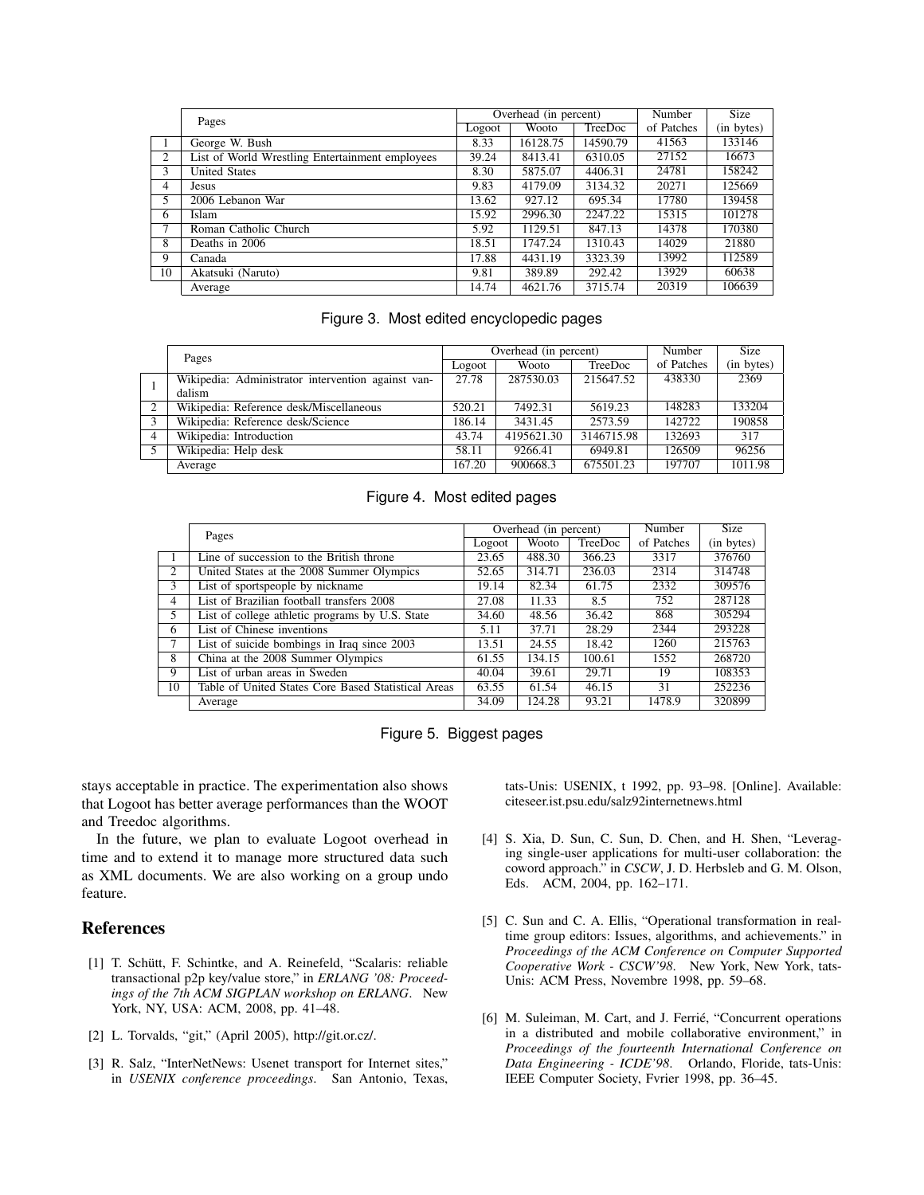| | Pages | Overhead (in percent) | | | Number | Size |
|---|---|---|---|---|---|---|
| | | Logoot | Wooto | TreeDoc | of Patches | (in bytes) |
| 1 | George W. Bush | 8.33 | 16128.75 | 14590.79 | 41563 | 133146 |
| 2 | List of World Wrestling Entertainment employees | 39.24 | 8413.41 | 6310.05 | 27152 | 16673 |
| 3 | United States | 8.30 | 5875.07 | 4406.31 | 24781 | 158242 |
| 4 | Jesus | 9.83 | 4179.09 | 3134.32 | 20271 | 125669 |
| 5 | 2006 Lebanon War | 13.62 | 927.12 | 695.34 | 17780 | 139458 |
| 6 | Islam | 15.92 | 2996.30 | 2247.22 | 15315 | 101278 |
| 7 | Roman Catholic Church | 5.92 | 1129.51 | 847.13 | 14378 | 170380 |
| 8 | Deaths in 2006 | 18.51 | 1747.24 | 1310.43 | 14029 | 21880 |
| 9 | Canada | 17.88 | 4431.19 | 3323.39 | 13992 | 112589 |
| 10 | Akatsuki (Naruto) | 9.81 | 389.89 | 292.42 | 13929 | 60638 |
| | Average | 14.74 | 4621.76 | 3715.74 | 20319 | 106639 |

Figure 3. Most edited encyclopedic pages

| | Pages | Overhead (in percent) | | | Number | Size |
|---|---|---|---|---|---|---|
| | | Logoot | Wooto | TreeDoc | of Patches | (in bytes) |
| 1 | Wikipedia: Administrator intervention against vandalism | 27.78 | 287530.03 | 215647.52 | 438330 | 2369 |
| 2 | Wikipedia: Reference desk/Miscellaneous | 520.21 | 7492.31 | 5619.23 | 148283 | 133204 |
| 3 | Wikipedia: Reference desk/Science | 186.14 | 3431.45 | 2573.59 | 142722 | 190858 |
| 4 | Wikipedia: Introduction | 43.74 | 4195621.30 | 3146715.98 | 132693 | 317 |
| 5 | Wikipedia: Help desk | 58.11 | 9266.41 | 6949.81 | 126509 | 96256 |
| | Average | 167.20 | 900668.3 | 675501.23 | 197707 | 1011.98 |

Figure 4. Most edited pages

| | Pages | Overhead (in percent) | | | Number | Size |
|---|---|---|---|---|---|---|
| | | Logoot | Wooto | TreeDoc | of Patches | (in bytes) |
| 1 | Line of succession to the British throne | 23.65 | 488.30 | 366.23 | 3317 | 376760 |
| 2 | United States at the 2008 Summer Olympics | 52.65 | 314.71 | 236.03 | 2314 | 314748 |
| 3 | List of sportspeople by nickname | 19.14 | 82.34 | 61.75 | 2332 | 309576 |
| 4 | List of Brazilian football transfers 2008 | 27.08 | 11.33 | 8.5 | 752 | 287128 |
| 5 | List of college athletic programs by U.S. State | 34.60 | 48.56 | 36.42 | 868 | 305294 |
| 6 | List of Chinese inventions | 5.11 | 37.71 | 28.29 | 2344 | 293228 |
| 7 | List of suicide bombings in Iraq since 2003 | 13.51 | 24.55 | 18.42 | 1260 | 215763 |
| 8 | China at the 2008 Summer Olympics | 61.55 | 134.15 | 100.61 | 1552 | 268720 |
| 9 | List of urban areas in Sweden | 40.04 | 39.61 | 29.71 | 19 | 108353 |
| 10 | Table of United States Core Based Statistical Areas | 63.55 | 61.54 | 46.15 | 31 | 252236 |
| | Average | 34.09 | 124.28 | 93.21 | 1478.9 | 320899 |

Figure 5. Biggest pages

stays acceptable in practice. The experimentation also shows that Logoot has better average performances than the WOOT and Treedoc algorithms.

In the future, we plan to evaluate Logoot overhead in time and to extend it to manage more structured data such as XML documents. We are also working on a group undo feature.

## References

[1] T. Schütt, F. Schintke, and A. Reinefeld, "Scalaris: reliable transactional p2p key/value store," in *ERLANG '08: Proceedings of the 7th ACM SIGPLAN workshop on ERLANG*. New York, NY, USA: ACM, 2008, pp. 41–48.

[2] L. Torvalds, "git," (April 2005), http://git.or.cz/.

[3] R. Salz, "InterNetNews: Usenet transport for Internet sites," in *USENIX conference proceedings*. San Antonio, Texas, tats-Unis: USENIX, t 1992, pp. 93–98. [Online]. Available: citeseer.ist.psu.edu/salz92internetnews.html

[4] S. Xia, D. Sun, C. Sun, D. Chen, and H. Shen, "Leveraging single-user applications for multi-user collaboration: the coword approach." in *CSCW*, J. D. Herbsleb and G. M. Olson, Eds. ACM, 2004, pp. 162–171.

[5] C. Sun and C. A. Ellis, "Operational transformation in real-time group editors: Issues, algorithms, and achievements." in *Proceedings of the ACM Conference on Computer Supported Cooperative Work - CSCW'98*. New York, New York, tats-Unis: ACM Press, Novembre 1998, pp. 59–68.

[6] M. Suleiman, M. Cart, and J. Ferrié, "Concurrent operations in a distributed and mobile collaborative environment," in *Proceedings of the fourteenth International Conference on Data Engineering - ICDE'98*. Orlando, Floride, tats-Unis: IEEE Computer Society, Fvrier 1998, pp. 36–45.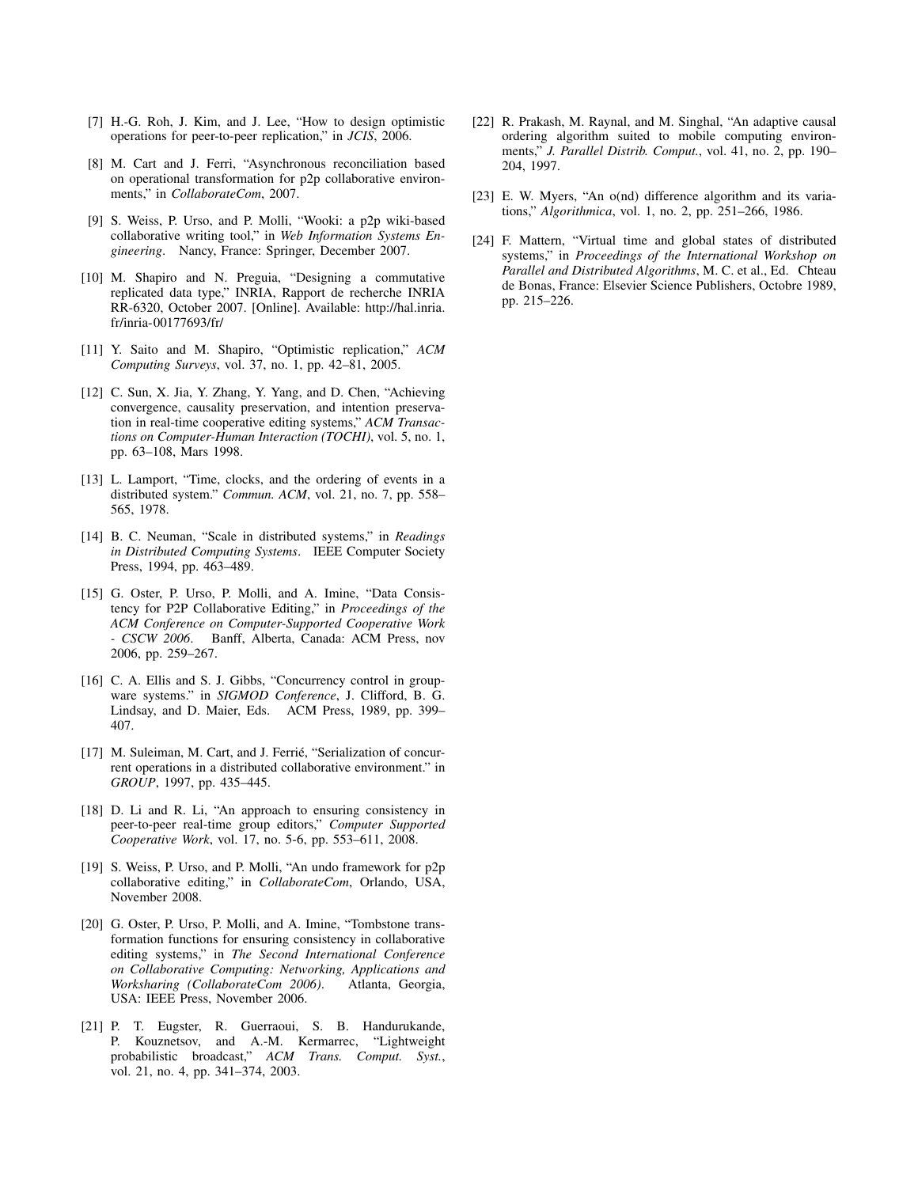[7] H.-G. Roh, J. Kim, and J. Lee, "How to design optimistic operations for peer-to-peer replication," in *JCIS*, 2006.

[8] M. Cart and J. Ferri, "Asynchronous reconciliation based on operational transformation for p2p collaborative environments," in *CollaborateCom*, 2007.

[9] S. Weiss, P. Urso, and P. Molli, "Wooki: a p2p wiki-based collaborative writing tool," in *Web Information Systems Engineering*. Nancy, France: Springer, December 2007.

[10] M. Shapiro and N. Preguia, "Designing a commutative replicated data type," INRIA, Rapport de recherche INRIA RR-6320, October 2007. [Online]. Available: http://hal.inria.fr/inria-00177693/fr/

[11] Y. Saito and M. Shapiro, "Optimistic replication," *ACM Computing Surveys*, vol. 37, no. 1, pp. 42–81, 2005.

[12] C. Sun, X. Jia, Y. Zhang, Y. Yang, and D. Chen, "Achieving convergence, causality preservation, and intention preservation in real-time cooperative editing systems," *ACM Transactions on Computer-Human Interaction (TOCHI)*, vol. 5, no. 1, pp. 63–108, Mars 1998.

[13] L. Lamport, "Time, clocks, and the ordering of events in a distributed system." *Commun. ACM*, vol. 21, no. 7, pp. 558–565, 1978.

[14] B. C. Neuman, "Scale in distributed systems," in *Readings in Distributed Computing Systems*. IEEE Computer Society Press, 1994, pp. 463–489.

[15] G. Oster, P. Urso, P. Molli, and A. Imine, "Data Consistency for P2P Collaborative Editing," in *Proceedings of the ACM Conference on Computer-Supported Cooperative Work - CSCW 2006*. Banff, Alberta, Canada: ACM Press, nov 2006, pp. 259–267.

[16] C. A. Ellis and S. J. Gibbs, "Concurrency control in groupware systems." in *SIGMOD Conference*, J. Clifford, B. G. Lindsay, and D. Maier, Eds. ACM Press, 1989, pp. 399–407.

[17] M. Suleiman, M. Cart, and J. Ferrié, "Serialization of concurrent operations in a distributed collaborative environment." in *GROUP*, 1997, pp. 435–445.

[18] D. Li and R. Li, "An approach to ensuring consistency in peer-to-peer real-time group editors," *Computer Supported Cooperative Work*, vol. 17, no. 5-6, pp. 553–611, 2008.

[19] S. Weiss, P. Urso, and P. Molli, "An undo framework for p2p collaborative editing," in *CollaborateCom*, Orlando, USA, November 2008.

[20] G. Oster, P. Urso, P. Molli, and A. Imine, "Tombstone transformation functions for ensuring consistency in collaborative editing systems," in *The Second International Conference on Collaborative Computing: Networking, Applications and Worksharing (CollaborateCom 2006)*. Atlanta, Georgia, USA: IEEE Press, November 2006.

[21] P. T. Eugster, R. Guerraoui, S. B. Handurukande, P. Kouznetsov, and A.-M. Kermarrec, "Lightweight probabilistic broadcast," *ACM Trans. Comput. Syst.*, vol. 21, no. 4, pp. 341–374, 2003.

[22] R. Prakash, M. Raynal, and M. Singhal, "An adaptive causal ordering algorithm suited to mobile computing environments," *J. Parallel Distrib. Comput.*, vol. 41, no. 2, pp. 190–204, 1997.

[23] E. W. Myers, "An o(nd) difference algorithm and its variations," *Algorithmica*, vol. 1, no. 2, pp. 251–266, 1986.

[24] F. Mattern, "Virtual time and global states of distributed systems," in *Proceedings of the International Workshop on Parallel and Distributed Algorithms*, M. C. et al., Ed. Chteau de Bonas, France: Elsevier Science Publishers, Octobre 1989, pp. 215–226.